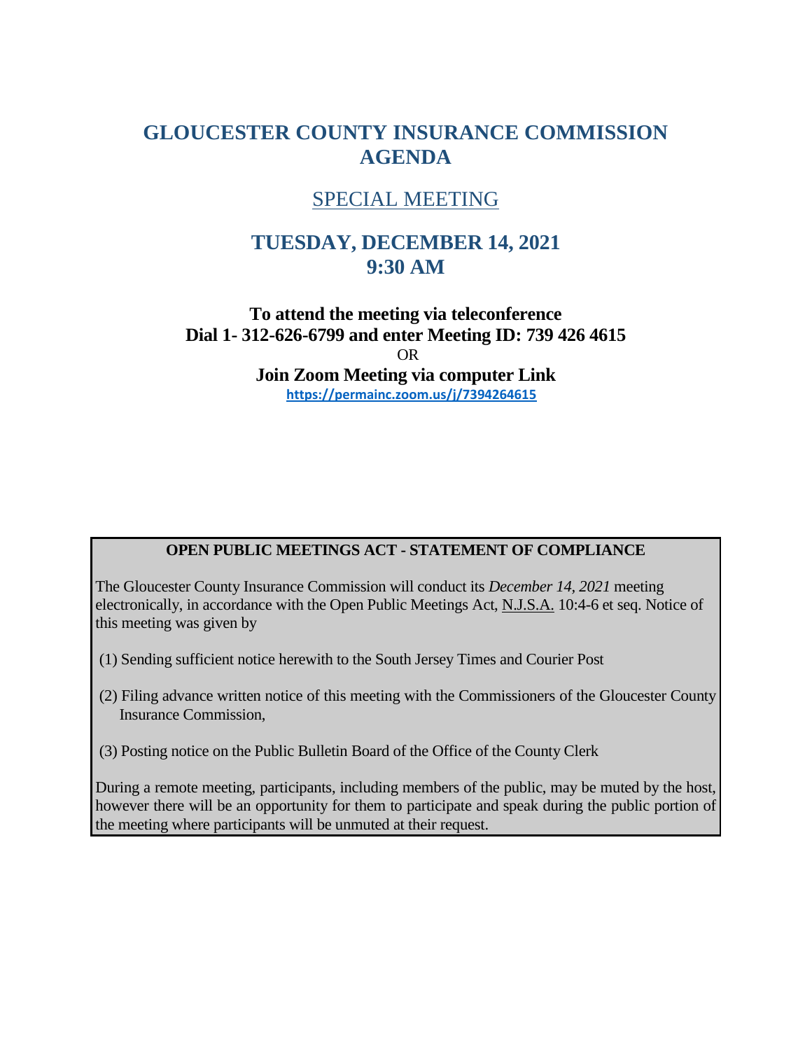# GLOUCESTER COUNTY INSURANCE COMMISSION AGENDA

## SPECIAL MEETING

## TUESDAY, DECEMBER 14, 2021
## 9:30 AM

**To attend the meeting via teleconference**
**Dial 1- 312-626-6799 and enter Meeting ID: 739 426 4615**

OR

**Join Zoom Meeting via computer Link**
**https://permainc.zoom.us/j/7394264615**

---

**OPEN PUBLIC MEETINGS ACT - STATEMENT OF COMPLIANCE**

The Gloucester County Insurance Commission will conduct its *December 14, 2021* meeting electronically, in accordance with the Open Public Meetings Act, N.J.S.A. 10:4-6 et seq. Notice of this meeting was given by

(1) Sending sufficient notice herewith to the South Jersey Times and Courier Post

(2) Filing advance written notice of this meeting with the Commissioners of the Gloucester County Insurance Commission,

(3) Posting notice on the Public Bulletin Board of the Office of the County Clerk

During a remote meeting, participants, including members of the public, may be muted by the host, however there will be an opportunity for them to participate and speak during the public portion of the meeting where participants will be unmuted at their request.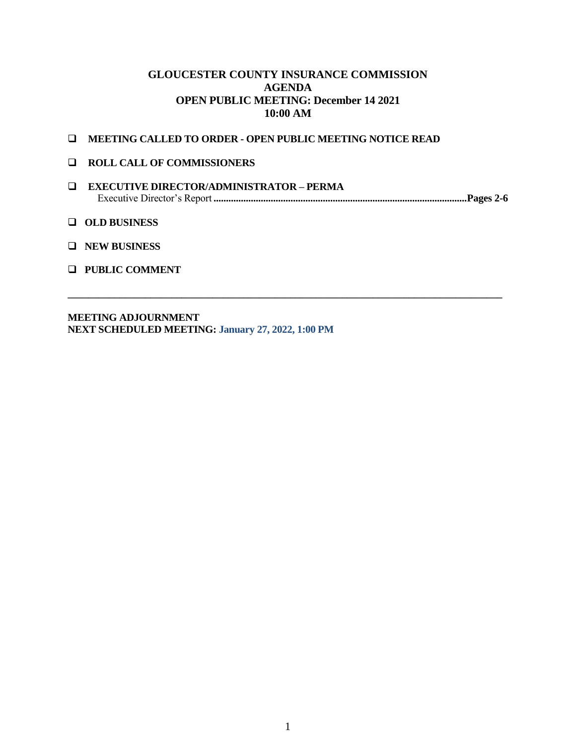# GLOUCESTER COUNTY INSURANCE COMMISSION
## AGENDA
## OPEN PUBLIC MEETING: December 14 2021
## 10:00 AM

- ☐ **MEETING CALLED TO ORDER - OPEN PUBLIC MEETING NOTICE READ**
- ☐ **ROLL CALL OF COMMISSIONERS**
- ☐ **EXECUTIVE DIRECTOR/ADMINISTRATOR – PERMA**
  Executive Director's Report ........................................................................................................**Pages 2-6**
- ☐ **OLD BUSINESS**
- ☐ **NEW BUSINESS**
- ☐ **PUBLIC COMMENT**

---

**MEETING ADJOURNMENT**
**NEXT SCHEDULED MEETING: January 27, 2022, 1:00 PM**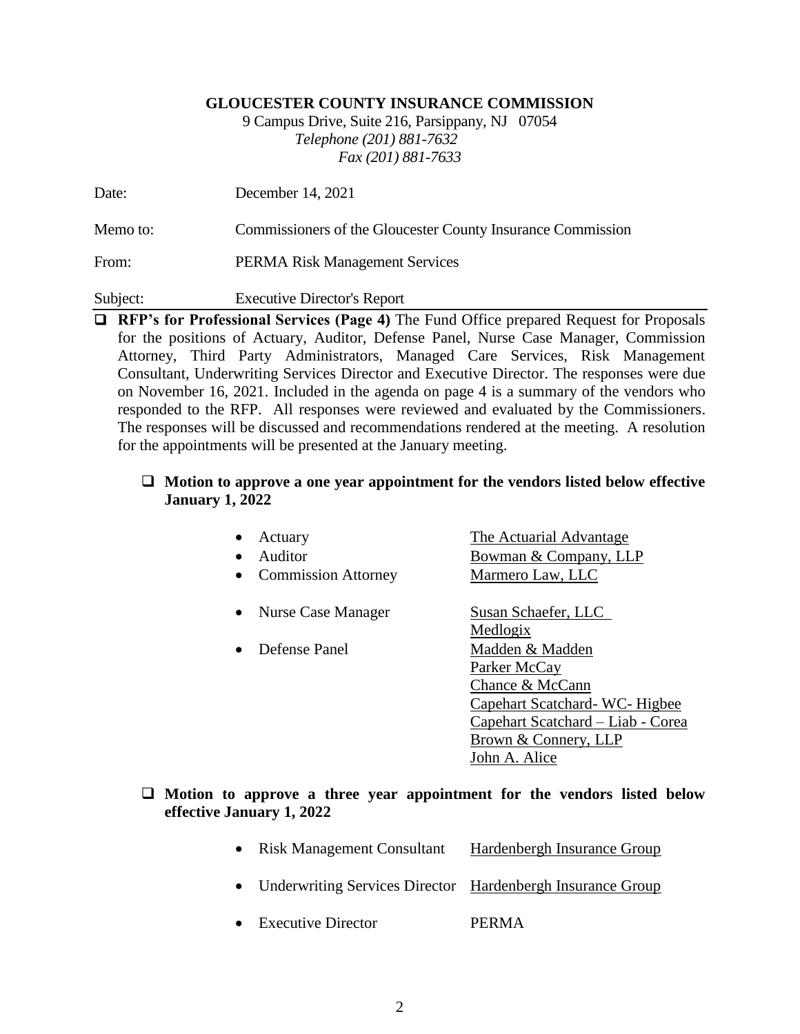**GLOUCESTER COUNTY INSURANCE COMMISSION**

9 Campus Drive, Suite 216, Parsippany, NJ 07054
*Telephone (201) 881-7632*
*Fax (201) 881-7633*

Date: December 14, 2021

Memo to: Commissioners of the Gloucester County Insurance Commission

From: PERMA Risk Management Services

Subject: Executive Director's Report

- **RFP's for Professional Services (Page 4)** The Fund Office prepared Request for Proposals for the positions of Actuary, Auditor, Defense Panel, Nurse Case Manager, Commission Attorney, Third Party Administrators, Managed Care Services, Risk Management Consultant, Underwriting Services Director and Executive Director. The responses were due on November 16, 2021. Included in the agenda on page 4 is a summary of the vendors who responded to the RFP. All responses were reviewed and evaluated by the Commissioners. The responses will be discussed and recommendations rendered at the meeting. A resolution for the appointments will be presented at the January meeting.

  - **Motion to approve a one year appointment for the vendors listed below effective January 1, 2022**

    - Actuary — The Actuarial Advantage
    - Auditor — Bowman & Company, LLP
    - Commission Attorney — Marmero Law, LLC
    - Nurse Case Manager — Susan Schaefer, LLC; Medlogix
    - Defense Panel — Madden & Madden; Parker McCay; Chance & McCann; Capehart Scatchard- WC- Higbee; Capehart Scatchard – Liab - Corea; Brown & Connery, LLP; John A. Alice

  - **Motion to approve a three year appointment for the vendors listed below effective January 1, 2022**

    - Risk Management Consultant — Hardenbergh Insurance Group
    - Underwriting Services Director — Hardenbergh Insurance Group
    - Executive Director — PERMA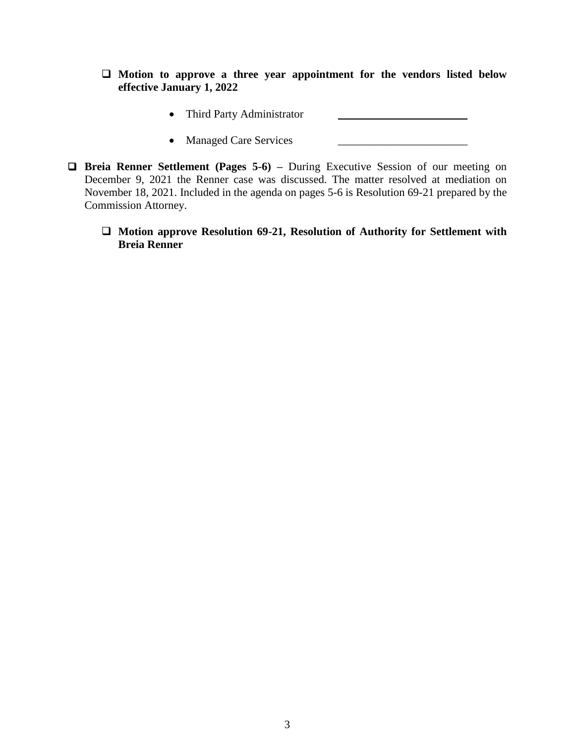- [ ] **Motion to approve a three year appointment for the vendors listed below effective January 1, 2022**

  - Third Party Administrator ________________________
  - Managed Care Services ________________________

- [ ] **Breia Renner Settlement (Pages 5-6) –** During Executive Session of our meeting on December 9, 2021 the Renner case was discussed. The matter resolved at mediation on November 18, 2021. Included in the agenda on pages 5-6 is Resolution 69-21 prepared by the Commission Attorney.

  - [ ] **Motion approve Resolution 69-21, Resolution of Authority for Settlement with Breia Renner**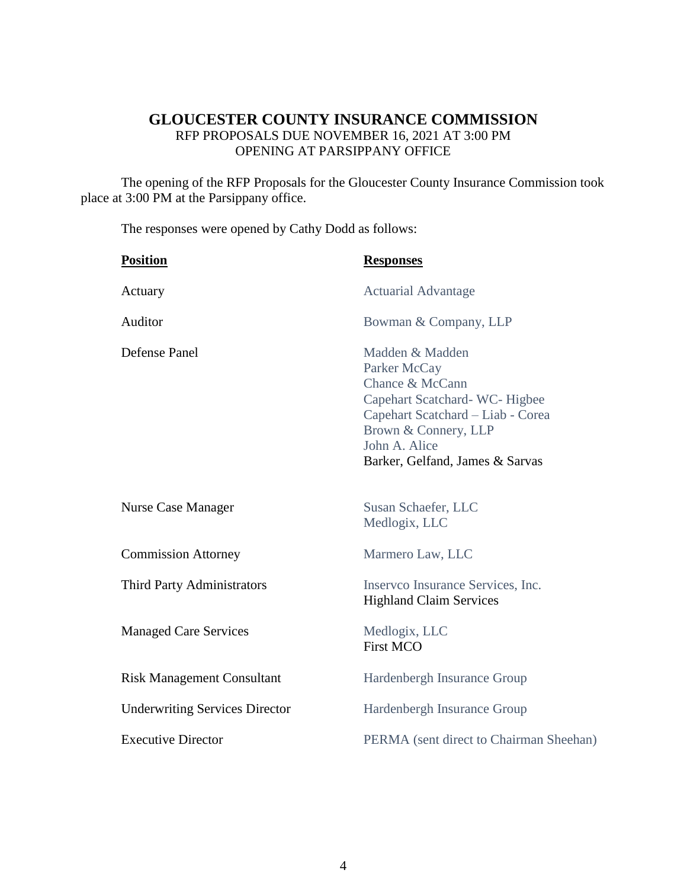# GLOUCESTER COUNTY INSURANCE COMMISSION

RFP PROPOSALS DUE NOVEMBER 16, 2021 AT 3:00 PM
OPENING AT PARSIPPANY OFFICE

The opening of the RFP Proposals for the Gloucester County Insurance Commission took place at 3:00 PM at the Parsippany office.

The responses were opened by Cathy Dodd as follows:

| **Position** | **Responses** |
|---|---|
| Actuary | Actuarial Advantage |
| Auditor | Bowman & Company, LLP |
| Defense Panel | Madden & Madden<br>Parker McCay<br>Chance & McCann<br>Capehart Scatchard- WC- Higbee<br>Capehart Scatchard – Liab - Corea<br>Brown & Connery, LLP<br>John A. Alice<br>Barker, Gelfand, James & Sarvas |
| Nurse Case Manager | Susan Schaefer, LLC<br>Medlogix, LLC |
| Commission Attorney | Marmero Law, LLC |
| Third Party Administrators | Inservco Insurance Services, Inc.<br>Highland Claim Services |
| Managed Care Services | Medlogix, LLC<br>First MCO |
| Risk Management Consultant | Hardenbergh Insurance Group |
| Underwriting Services Director | Hardenbergh Insurance Group |
| Executive Director | PERMA (sent direct to Chairman Sheehan) |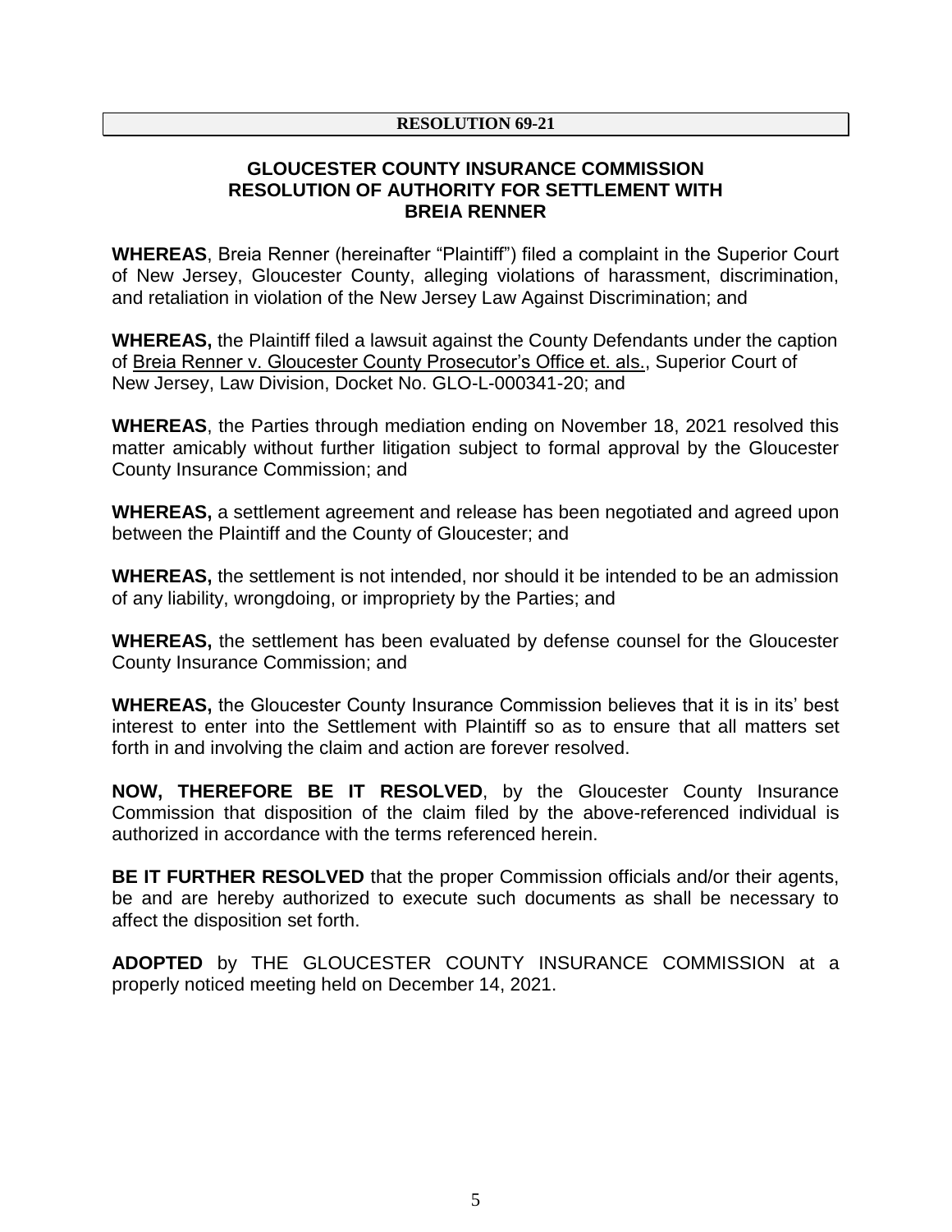**RESOLUTION 69-21**

## GLOUCESTER COUNTY INSURANCE COMMISSION RESOLUTION OF AUTHORITY FOR SETTLEMENT WITH BREIA RENNER

**WHEREAS**, Breia Renner (hereinafter "Plaintiff") filed a complaint in the Superior Court of New Jersey, Gloucester County, alleging violations of harassment, discrimination, and retaliation in violation of the New Jersey Law Against Discrimination; and

**WHEREAS,** the Plaintiff filed a lawsuit against the County Defendants under the caption of Breia Renner v. Gloucester County Prosecutor's Office et. als., Superior Court of New Jersey, Law Division, Docket No. GLO-L-000341-20; and

**WHEREAS**, the Parties through mediation ending on November 18, 2021 resolved this matter amicably without further litigation subject to formal approval by the Gloucester County Insurance Commission; and

**WHEREAS,** a settlement agreement and release has been negotiated and agreed upon between the Plaintiff and the County of Gloucester; and

**WHEREAS,** the settlement is not intended, nor should it be intended to be an admission of any liability, wrongdoing, or impropriety by the Parties; and

**WHEREAS,** the settlement has been evaluated by defense counsel for the Gloucester County Insurance Commission; and

**WHEREAS,** the Gloucester County Insurance Commission believes that it is in its' best interest to enter into the Settlement with Plaintiff so as to ensure that all matters set forth in and involving the claim and action are forever resolved.

**NOW, THEREFORE BE IT RESOLVED**, by the Gloucester County Insurance Commission that disposition of the claim filed by the above-referenced individual is authorized in accordance with the terms referenced herein.

**BE IT FURTHER RESOLVED** that the proper Commission officials and/or their agents, be and are hereby authorized to execute such documents as shall be necessary to affect the disposition set forth.

**ADOPTED** by THE GLOUCESTER COUNTY INSURANCE COMMISSION at a properly noticed meeting held on December 14, 2021.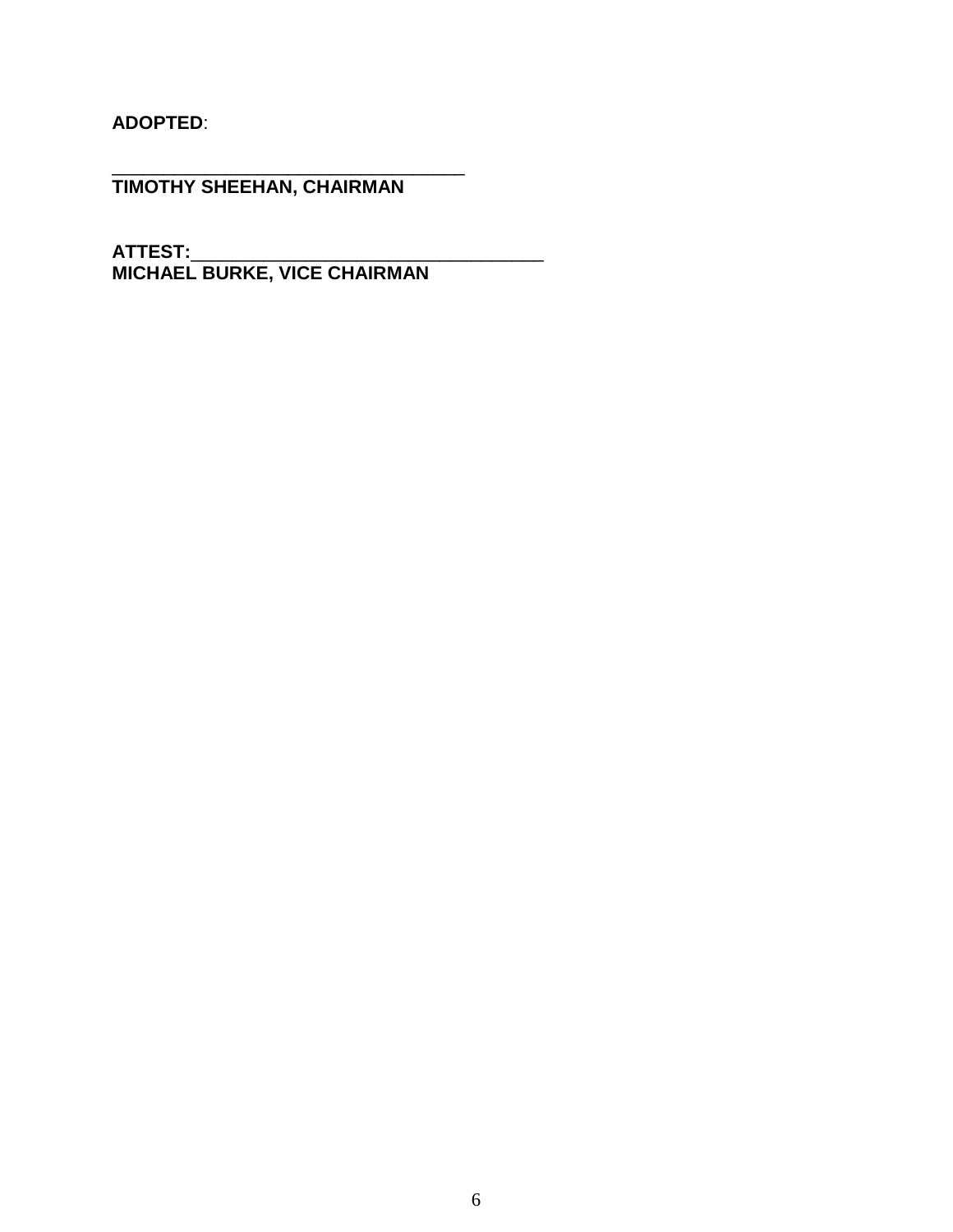**ADOPTED**:

\_\_\_\_\_\_\_\_\_\_\_\_\_\_\_\_\_\_\_\_\_\_\_\_\_\_\_\_\_\_\_\_\_\_\_
**TIMOTHY SHEEHAN, CHAIRMAN**

**ATTEST:**\_\_\_\_\_\_\_\_\_\_\_\_\_\_\_\_\_\_\_\_\_\_\_\_\_\_\_\_\_\_\_\_\_\_\_
**MICHAEL BURKE, VICE CHAIRMAN**